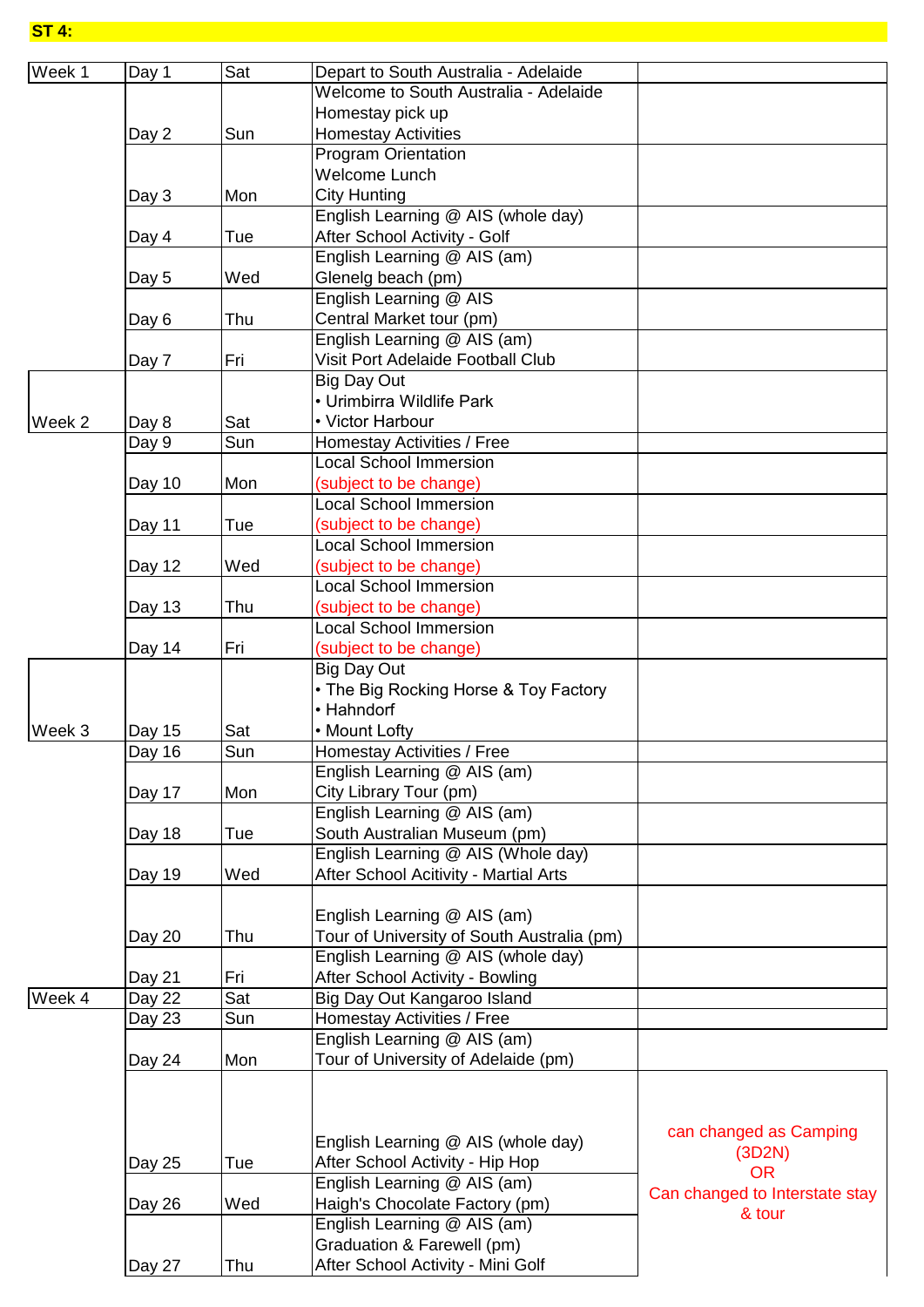**ST 4:**

| Week | Day | Day of Week | Activities | Notes |
|---|---|---|---|---|
| Week 1 | Day 1 | Sat | Depart to South Australia - Adelaide | |
| | Day 2 | Sun | Welcome to South Australia - Adelaide<br>Homestay pick up<br>Homestay Activities | |
| | Day 3 | Mon | Program Orientation<br>Welcome Lunch<br>City Hunting | |
| | Day 4 | Tue | English Learning @ AIS (whole day)<br>After School Activity - Golf | |
| | Day 5 | Wed | English Learning @ AIS (am)<br>Glenelg beach (pm) | |
| | Day 6 | Thu | English Learning @ AIS<br>Central Market tour (pm) | |
| | Day 7 | Fri | English Learning @ AIS (am)<br>Visit Port Adelaide Football Club | |
| Week 2 | Day 8 | Sat | Big Day Out<br>• Urimbirra Wildlife Park<br>• Victor Harbour | |
| | Day 9 | Sun | Homestay Activities / Free | |
| | Day 10 | Mon | Local School Immersion<br>(subject to be change) | |
| | Day 11 | Tue | Local School Immersion<br>(subject to be change) | |
| | Day 12 | Wed | Local School Immersion<br>(subject to be change) | |
| | Day 13 | Thu | Local School Immersion<br>(subject to be change) | |
| | Day 14 | Fri | Local School Immersion<br>(subject to be change) | |
| Week 3 | Day 15 | Sat | Big Day Out<br>• The Big Rocking Horse & Toy Factory<br>• Hahndorf<br>• Mount Lofty | |
| | Day 16 | Sun | Homestay Activities / Free | |
| | Day 17 | Mon | English Learning @ AIS (am)<br>City Library Tour (pm) | |
| | Day 18 | Tue | English Learning @ AIS (am)<br>South Australian Museum (pm) | |
| | Day 19 | Wed | English Learning @ AIS (Whole day)<br>After School Acitivity - Martial Arts | |
| | Day 20 | Thu | English Learning @ AIS (am)<br>Tour of University of South Australia (pm) | |
| | Day 21 | Fri | English Learning @ AIS (whole day)<br>After School Activity - Bowling | |
| Week 4 | Day 22 | Sat | Big Day Out Kangaroo Island | |
| | Day 23 | Sun | Homestay Activities / Free | |
| | Day 24 | Mon | English Learning @ AIS (am)<br>Tour of University of Adelaide (pm) | |
| | Day 25 | Tue | English Learning @ AIS (whole day)<br>After School Activity - Hip Hop | can changed as Camping (3D2N)<br>OR<br>Can changed to Interstate stay & tour |
| | Day 26 | Wed | English Learning @ AIS (am)<br>Haigh's Chocolate Factory (pm) | |
| | Day 27 | Thu | English Learning @ AIS (am)<br>Graduation & Farewell (pm)<br>After School Activity - Mini Golf | |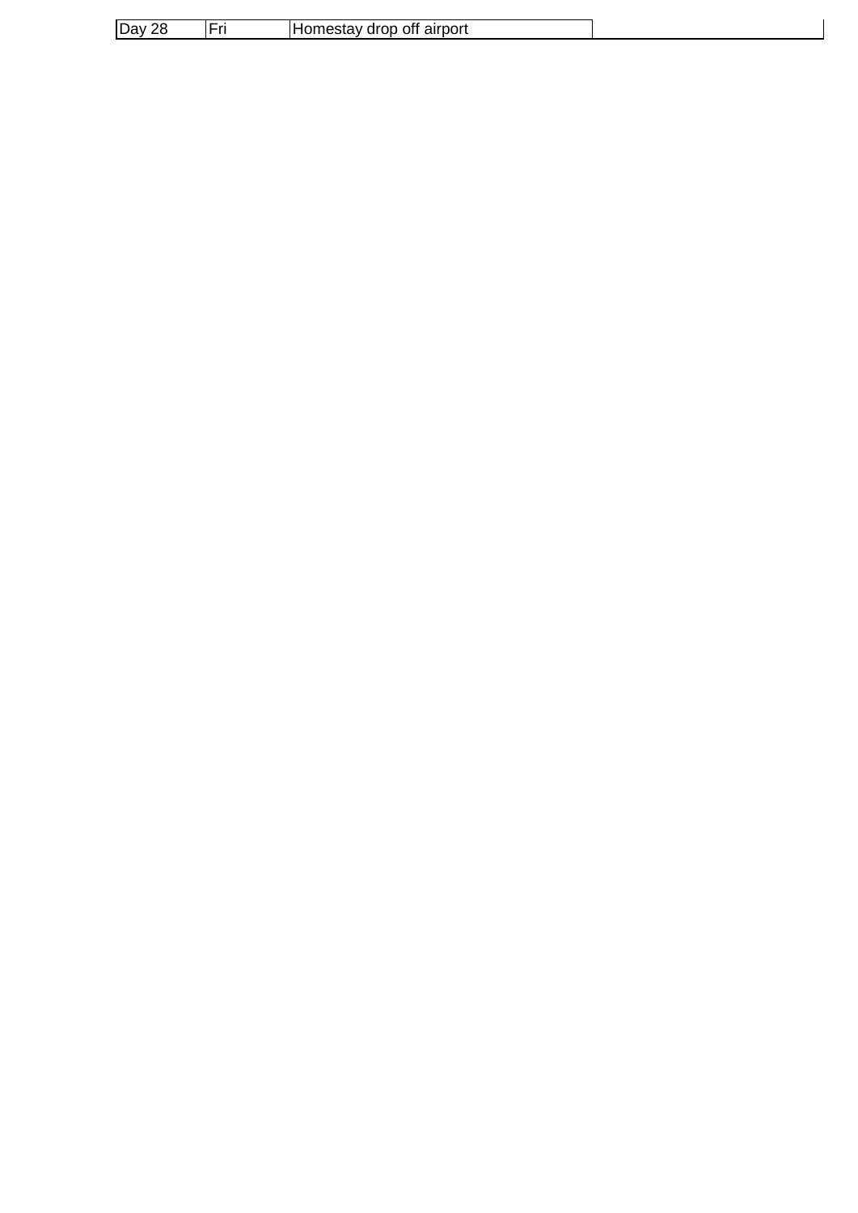| | | | |
|---|---|---|---|
| Day 28 | Fri | Homestay drop off airport | |